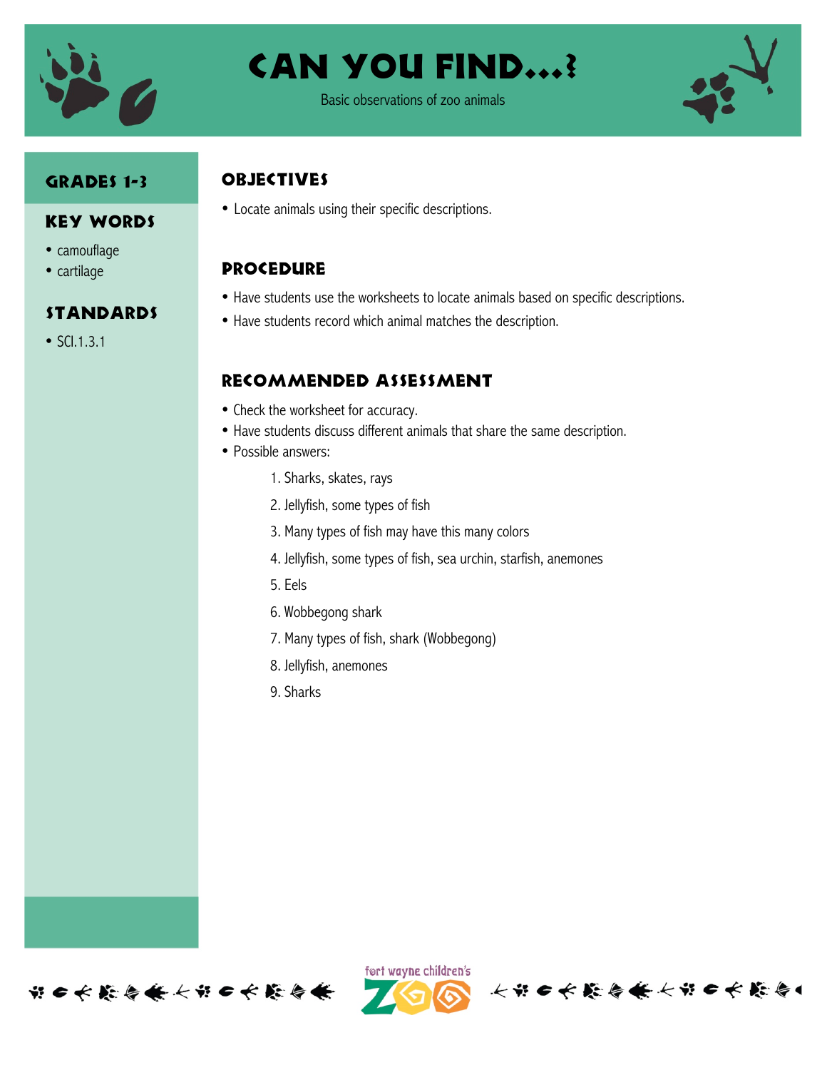# Can You Find...?

Basic observations of zoo animals

## Grades 1-3

## Key Words

- camouflage
- cartilage

## Standards

- SCI.1.3.1

## Objectives

- Locate animals using their specific descriptions.

## Procedure

- Have students use the worksheets to locate animals based on specific descriptions.
- Have students record which animal matches the description.

## Recommended Assessment

- Check the worksheet for accuracy.
- Have students discuss different animals that share the same description.
- Possible answers:
  1. Sharks, skates, rays
  2. Jellyfish, some types of fish
  3. Many types of fish may have this many colors
  4. Jellyfish, some types of fish, sea urchin, starfish, anemones
  5. Eels
  6. Wobbegong shark
  7. Many types of fish, shark (Wobbegong)
  8. Jellyfish, anemones
  9. Sharks

fort wayne children's ZOO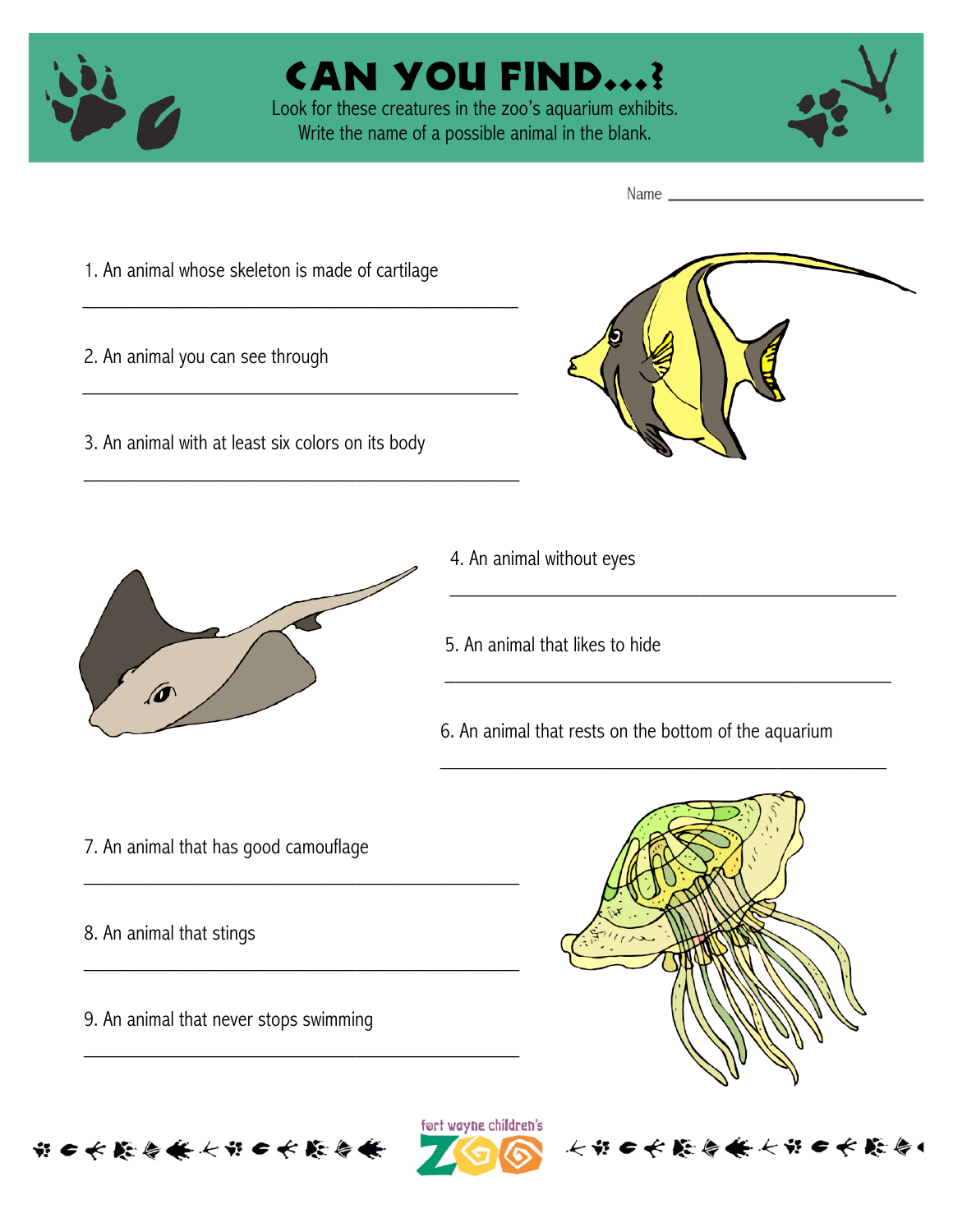# CAN YOU FIND...?

Look for these creatures in the zoo's aquarium exhibits.
Write the name of a possible animal in the blank.

Name ______________________________

1. An animal whose skeleton is made of cartilage

_____________________________________________

2. An animal you can see through

_____________________________________________

3. An animal with at least six colors on its body

_____________________________________________

4. An animal without eyes

_____________________________________________

5. An animal that likes to hide

_____________________________________________

6. An animal that rests on the bottom of the aquarium

_____________________________________________

7. An animal that has good camouflage

_____________________________________________

8. An animal that stings

_____________________________________________

9. An animal that never stops swimming

_____________________________________________

fort wayne children's ZOO